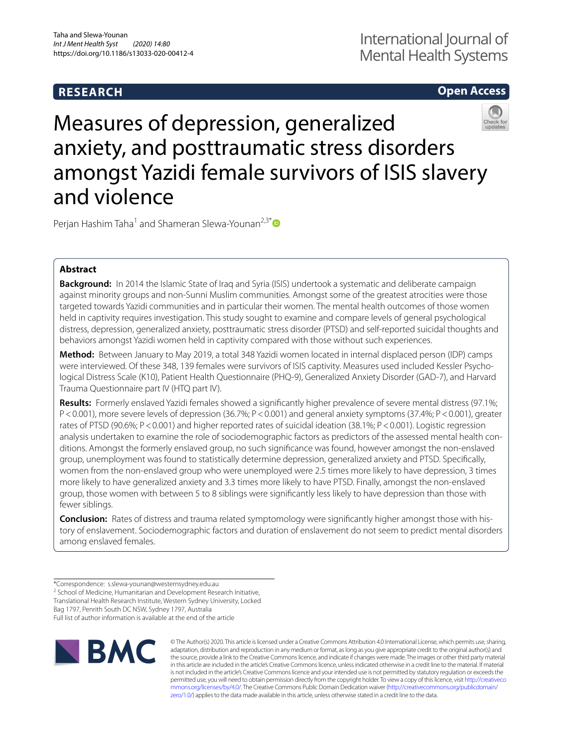RESEARCH

Open Access

# Measures of depression, generalized anxiety, and posttraumatic stress disorders amongst Yazidi female survivors of ISIS slavery and violence

Perjan Hashim Taha[1] and Shameran Slewa-Younan[2,3*]

## Abstract

**Background:** In 2014 the Islamic State of Iraq and Syria (ISIS) undertook a systematic and deliberate campaign against minority groups and non-Sunni Muslim communities. Amongst some of the greatest atrocities were those targeted towards Yazidi communities and in particular their women. The mental health outcomes of those women held in captivity requires investigation. This study sought to examine and compare levels of general psychological distress, depression, generalized anxiety, posttraumatic stress disorder (PTSD) and self-reported suicidal thoughts and behaviors amongst Yazidi women held in captivity compared with those without such experiences.

**Method:** Between January to May 2019, a total 348 Yazidi women located in internal displaced person (IDP) camps were interviewed. Of these 348, 139 females were survivors of ISIS captivity. Measures used included Kessler Psychological Distress Scale (K10), Patient Health Questionnaire (PHQ-9), Generalized Anxiety Disorder (GAD-7), and Harvard Trauma Questionnaire part IV (HTQ part IV).

**Results:** Formerly enslaved Yazidi females showed a significantly higher prevalence of severe mental distress (97.1%; $P < 0.001$), more severe levels of depression (36.7%; $P < 0.001$) and general anxiety symptoms (37.4%; $P < 0.001$), greater rates of PTSD (90.6%; $P < 0.001$) and higher reported rates of suicidal ideation (38.1%; $P < 0.001$). Logistic regression analysis undertaken to examine the role of sociodemographic factors as predictors of the assessed mental health conditions. Amongst the formerly enslaved group, no such significance was found, however amongst the non-enslaved group, unemployment was found to statistically determine depression, generalized anxiety and PTSD. Specifically, women from the non-enslaved group who were unemployed were 2.5 times more likely to have depression, 3 times more likely to have generalized anxiety and 3.3 times more likely to have PTSD. Finally, amongst the non-enslaved group, those women with between 5 to 8 siblings were significantly less likely to have depression than those with fewer siblings.

**Conclusion:** Rates of distress and trauma related symptomology were significantly higher amongst those with history of enslavement. Sociodemographic factors and duration of enslavement do not seem to predict mental disorders among enslaved females.

*Correspondence: s.slewa-younan@westernsydney.edu.au
[2] School of Medicine, Humanitarian and Development Research Initiative, Translational Health Research Institute, Western Sydney University, Locked Bag 1797, Penrith South DC NSW, Sydney 1797, Australia
Full list of author information is available at the end of the article

© The Author(s) 2020. This article is licensed under a Creative Commons Attribution 4.0 International License, which permits use, sharing, adaptation, distribution and reproduction in any medium or format, as long as you give appropriate credit to the original author(s) and the source, provide a link to the Creative Commons licence, and indicate if changes were made. The images or other third party material in this article are included in the article's Creative Commons licence, unless indicated otherwise in a credit line to the material. If material is not included in the article's Creative Commons licence and your intended use is not permitted by statutory regulation or exceeds the permitted use, you will need to obtain permission directly from the copyright holder. To view a copy of this licence, visit http://creativecommons.org/licenses/by/4.0/. The Creative Commons Public Domain Dedication waiver (http://creativecommons.org/publicdomain/zero/1.0/) applies to the data made available in this article, unless otherwise stated in a credit line to the data.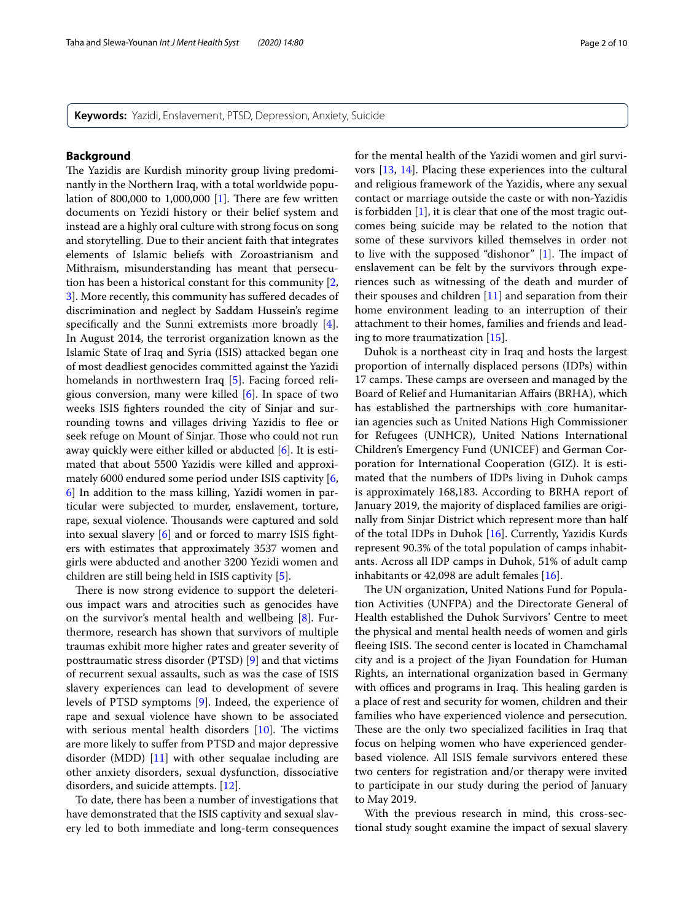**Keywords:** Yazidi, Enslavement, PTSD, Depression, Anxiety, Suicide

## Background

The Yazidis are Kurdish minority group living predominantly in the Northern Iraq, with a total worldwide population of 800,000 to 1,000,000 [1]. There are few written documents on Yezidi history or their belief system and instead are a highly oral culture with strong focus on song and storytelling. Due to their ancient faith that integrates elements of Islamic beliefs with Zoroastrianism and Mithraism, misunderstanding has meant that persecution has been a historical constant for this community [2, 3]. More recently, this community has suffered decades of discrimination and neglect by Saddam Hussein's regime specifically and the Sunni extremists more broadly [4]. In August 2014, the terrorist organization known as the Islamic State of Iraq and Syria (ISIS) attacked began one of most deadliest genocides committed against the Yazidi homelands in northwestern Iraq [5]. Facing forced religious conversion, many were killed [6]. In space of two weeks ISIS fighters rounded the city of Sinjar and surrounding towns and villages driving Yazidis to flee or seek refuge on Mount of Sinjar. Those who could not run away quickly were either killed or abducted [6]. It is estimated that about 5500 Yazidis were killed and approximately 6000 endured some period under ISIS captivity [6, 6] In addition to the mass killing, Yazidi women in particular were subjected to murder, enslavement, torture, rape, sexual violence. Thousands were captured and sold into sexual slavery [6] and or forced to marry ISIS fighters with estimates that approximately 3537 women and girls were abducted and another 3200 Yezidi women and children are still being held in ISIS captivity [5].

There is now strong evidence to support the deleterious impact wars and atrocities such as genocides have on the survivor's mental health and wellbeing [8]. Furthermore, research has shown that survivors of multiple traumas exhibit more higher rates and greater severity of posttraumatic stress disorder (PTSD) [9] and that victims of recurrent sexual assaults, such as was the case of ISIS slavery experiences can lead to development of severe levels of PTSD symptoms [9]. Indeed, the experience of rape and sexual violence have shown to be associated with serious mental health disorders [10]. The victims are more likely to suffer from PTSD and major depressive disorder (MDD) [11] with other sequalae including are other anxiety disorders, sexual dysfunction, dissociative disorders, and suicide attempts. [12].

To date, there has been a number of investigations that have demonstrated that the ISIS captivity and sexual slavery led to both immediate and long-term consequences for the mental health of the Yazidi women and girl survivors [13, 14]. Placing these experiences into the cultural and religious framework of the Yazidis, where any sexual contact or marriage outside the caste or with non-Yazidis is forbidden [1], it is clear that one of the most tragic outcomes being suicide may be related to the notion that some of these survivors killed themselves in order not to live with the supposed "dishonor" [1]. The impact of enslavement can be felt by the survivors through experiences such as witnessing of the death and murder of their spouses and children [11] and separation from their home environment leading to an interruption of their attachment to their homes, families and friends and leading to more traumatization [15].

Duhok is a northeast city in Iraq and hosts the largest proportion of internally displaced persons (IDPs) within 17 camps. These camps are overseen and managed by the Board of Relief and Humanitarian Affairs (BRHA), which has established the partnerships with core humanitarian agencies such as United Nations High Commissioner for Refugees (UNHCR), United Nations International Children's Emergency Fund (UNICEF) and German Corporation for International Cooperation (GIZ). It is estimated that the numbers of IDPs living in Duhok camps is approximately 168,183. According to BRHA report of January 2019, the majority of displaced families are originally from Sinjar District which represent more than half of the total IDPs in Duhok [16]. Currently, Yazidis Kurds represent 90.3% of the total population of camps inhabitants. Across all IDP camps in Duhok, 51% of adult camp inhabitants or 42,098 are adult females [16].

The UN organization, United Nations Fund for Population Activities (UNFPA) and the Directorate General of Health established the Duhok Survivors' Centre to meet the physical and mental health needs of women and girls fleeing ISIS. The second center is located in Chamchamal city and is a project of the Jiyan Foundation for Human Rights, an international organization based in Germany with offices and programs in Iraq. This healing garden is a place of rest and security for women, children and their families who have experienced violence and persecution. These are the only two specialized facilities in Iraq that focus on helping women who have experienced gender-based violence. All ISIS female survivors entered these two centers for registration and/or therapy were invited to participate in our study during the period of January to May 2019.

With the previous research in mind, this cross-sectional study sought examine the impact of sexual slavery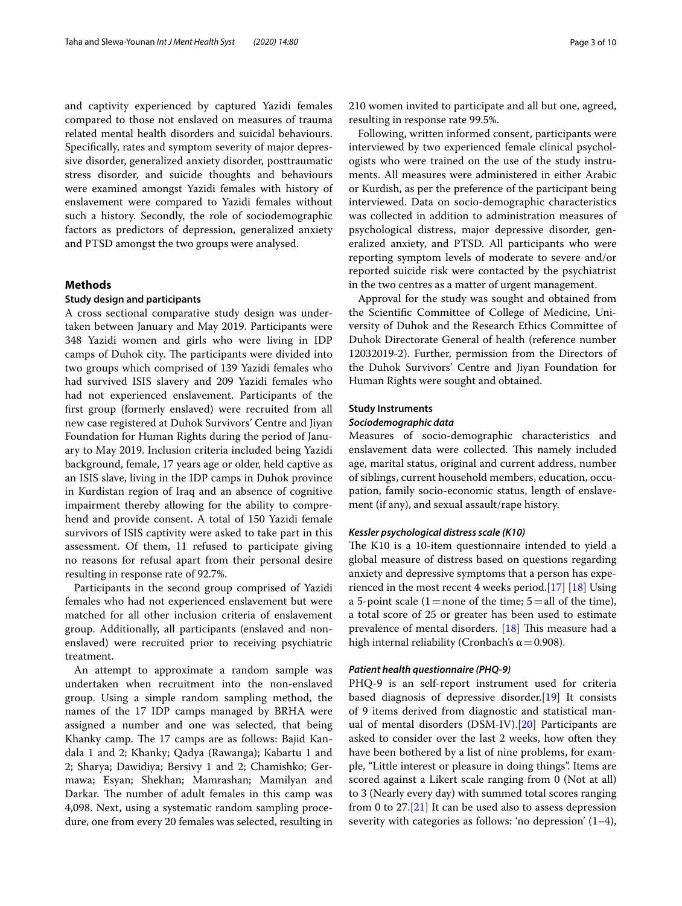and captivity experienced by captured Yazidi females compared to those not enslaved on measures of trauma related mental health disorders and suicidal behaviours. Specifically, rates and symptom severity of major depressive disorder, generalized anxiety disorder, posttraumatic stress disorder, and suicide thoughts and behaviours were examined amongst Yazidi females with history of enslavement were compared to Yazidi females without such a history. Secondly, the role of sociodemographic factors as predictors of depression, generalized anxiety and PTSD amongst the two groups were analysed.

## Methods

### Study design and participants

A cross sectional comparative study design was undertaken between January and May 2019. Participants were 348 Yazidi women and girls who were living in IDP camps of Duhok city. The participants were divided into two groups which comprised of 139 Yazidi females who had survived ISIS slavery and 209 Yazidi females who had not experienced enslavement. Participants of the first group (formerly enslaved) were recruited from all new case registered at Duhok Survivors' Centre and Jiyan Foundation for Human Rights during the period of January to May 2019. Inclusion criteria included being Yazidi background, female, 17 years age or older, held captive as an ISIS slave, living in the IDP camps in Duhok province in Kurdistan region of Iraq and an absence of cognitive impairment thereby allowing for the ability to comprehend and provide consent. A total of 150 Yazidi female survivors of ISIS captivity were asked to take part in this assessment. Of them, 11 refused to participate giving no reasons for refusal apart from their personal desire resulting in response rate of 92.7%.

Participants in the second group comprised of Yazidi females who had not experienced enslavement but were matched for all other inclusion criteria of enslavement group. Additionally, all participants (enslaved and non-enslaved) were recruited prior to receiving psychiatric treatment.

An attempt to approximate a random sample was undertaken when recruitment into the non-enslaved group. Using a simple random sampling method, the names of the 17 IDP camps managed by BRHA were assigned a number and one was selected, that being Khanky camp. The 17 camps are as follows: Bajid Kandala 1 and 2; Khanky; Qadya (Rawanga); Kabartu 1 and 2; Sharya; Dawidiya; Bersivy 1 and 2; Chamishko; Germawa; Esyan; Shekhan; Mamrashan; Mamilyan and Darkar. The number of adult females in this camp was 4,098. Next, using a systematic random sampling procedure, one from every 20 females was selected, resulting in 210 women invited to participate and all but one, agreed, resulting in response rate 99.5%.

Following, written informed consent, participants were interviewed by two experienced female clinical psychologists who were trained on the use of the study instruments. All measures were administered in either Arabic or Kurdish, as per the preference of the participant being interviewed. Data on socio-demographic characteristics was collected in addition to administration measures of psychological distress, major depressive disorder, generalized anxiety, and PTSD. All participants who were reporting symptom levels of moderate to severe and/or reported suicide risk were contacted by the psychiatrist in the two centres as a matter of urgent management.

Approval for the study was sought and obtained from the Scientific Committee of College of Medicine, University of Duhok and the Research Ethics Committee of Duhok Directorate General of health (reference number 12032019-2). Further, permission from the Directors of the Duhok Survivors' Centre and Jiyan Foundation for Human Rights were sought and obtained.

### Study Instruments

#### *Sociodemographic data*

Measures of socio-demographic characteristics and enslavement data were collected. This namely included age, marital status, original and current address, number of siblings, current household members, education, occupation, family socio-economic status, length of enslavement (if any), and sexual assault/rape history.

#### *Kessler psychological distress scale (K10)*

The K10 is a 10-item questionnaire intended to yield a global measure of distress based on questions regarding anxiety and depressive symptoms that a person has experienced in the most recent 4 weeks period.[17] [18] Using a 5-point scale (1 = none of the time; 5 = all of the time), a total score of 25 or greater has been used to estimate prevalence of mental disorders. [18] This measure had a high internal reliability (Cronbach's $\alpha = 0.908$).

#### *Patient health questionnaire (PHQ-9)*

PHQ-9 is an self-report instrument used for criteria based diagnosis of depressive disorder.[19] It consists of 9 items derived from diagnostic and statistical manual of mental disorders (DSM-IV).[20] Participants are asked to consider over the last 2 weeks, how often they have been bothered by a list of nine problems, for example, "Little interest or pleasure in doing things". Items are scored against a Likert scale ranging from 0 (Not at all) to 3 (Nearly every day) with summed total scores ranging from 0 to 27.[21] It can be used also to assess depression severity with categories as follows: 'no depression' (1–4),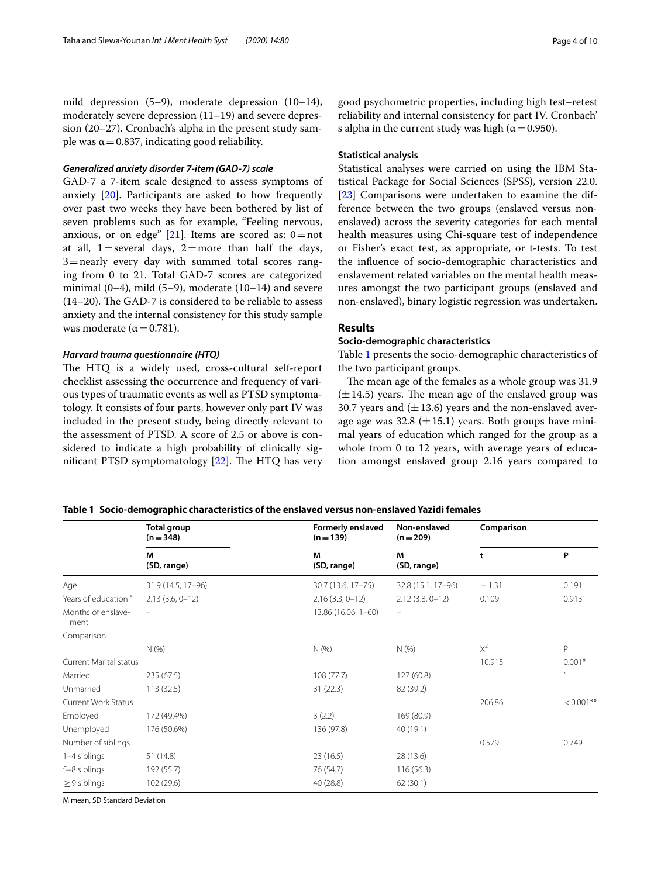mild depression (5–9), moderate depression (10–14), moderately severe depression (11–19) and severe depression (20–27). Cronbach's alpha in the present study sample was α = 0.837, indicating good reliability.

#### *Generalized anxiety disorder 7-item (GAD-7) scale*

GAD-7 a 7-item scale designed to assess symptoms of anxiety [20]. Participants are asked to how frequently over past two weeks they have been bothered by list of seven problems such as for example, "Feeling nervous, anxious, or on edge" [21]. Items are scored as: 0 = not at all, 1 = several days, 2 = more than half the days, 3 = nearly every day with summed total scores ranging from 0 to 21. Total GAD-7 scores are categorized minimal (0–4), mild (5–9), moderate (10–14) and severe (14–20). The GAD-7 is considered to be reliable to assess anxiety and the internal consistency for this study sample was moderate (α = 0.781).

#### *Harvard trauma questionnaire (HTQ)*

The HTQ is a widely used, cross-cultural self-report checklist assessing the occurrence and frequency of various types of traumatic events as well as PTSD symptomatology. It consists of four parts, however only part IV was included in the present study, being directly relevant to the assessment of PTSD. A score of 2.5 or above is considered to indicate a high probability of clinically significant PTSD symptomatology [22]. The HTQ has very good psychometric properties, including high test–retest reliability and internal consistency for part IV. Cronbach' s alpha in the current study was high (α = 0.950).

### Statistical analysis

Statistical analyses were carried on using the IBM Statistical Package for Social Sciences (SPSS), version 22.0. [23] Comparisons were undertaken to examine the difference between the two groups (enslaved versus non-enslaved) across the severity categories for each mental health measures using Chi-square test of independence or Fisher's exact test, as appropriate, or t-tests. To test the influence of socio-demographic characteristics and enslavement related variables on the mental health measures amongst the two participant groups (enslaved and non-enslaved), binary logistic regression was undertaken.

## Results

### Socio-demographic characteristics

Table 1 presents the socio-demographic characteristics of the two participant groups.

The mean age of the females as a whole group was 31.9 (±14.5) years. The mean age of the enslaved group was 30.7 years and (±13.6) years and the non-enslaved average age was 32.8 (±15.1) years. Both groups have minimal years of education which ranged for the group as a whole from 0 to 12 years, with average years of education amongst enslaved group 2.16 years compared to

**Table 1 Socio-demographic characteristics of the enslaved versus non-enslaved Yazidi females**

| | Total group (n = 348) | Formerly enslaved (n = 139) | Non-enslaved (n = 209) | Comparison | |
|---|---|---|---|---|---|
| | M (SD, range) | M (SD, range) | M (SD, range) | t | P |
| Age | 31.9 (14.5, 17–96) | 30.7 (13.6, 17–75) | 32.8 (15.1, 17–96) | −1.31 | 0.191 |
| Years of education [a] | 2.13 (3.6, 0–12) | 2.16 (3.3, 0–12) | 2.12 (3.8, 0–12) | 0.109 | 0.913 |
| Months of enslavement | – | 13.86 (16.06, 1–60) | – | | |
| Comparison | | | | | |
| | N (%) | N (%) | N (%) | $X^2$ | P |
| Current Marital status | | | | 10.915 | 0.001* |
| Married | 235 (67.5) | 108 (77.7) | 127 (60.8) | | ` |
| Unmarried | 113 (32.5) | 31 (22.3) | 82 (39.2) | | |
| Current Work Status | | | | 206.86 | < 0.001** |
| Employed | 172 (49.4%) | 3 (2.2) | 169 (80.9) | | |
| Unemployed | 176 (50.6%) | 136 (97.8) | 40 (19.1) | | |
| Number of siblings | | | | 0.579 | 0.749 |
| 1–4 siblings | 51 (14.8) | 23 (16.5) | 28 (13.6) | | |
| 5–8 siblings | 192 (55.7) | 76 (54.7) | 116 (56.3) | | |
| ≥ 9 siblings | 102 (29.6) | 40 (28.8) | 62 (30.1) | | |

M mean, SD Standard Deviation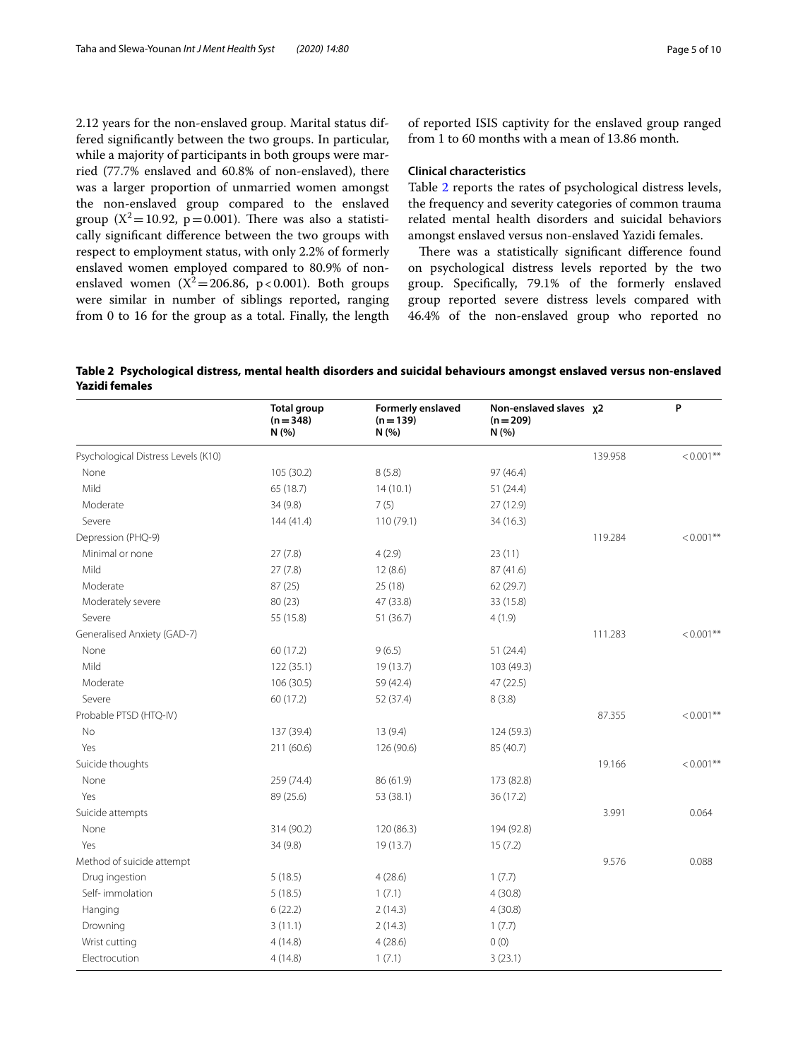2.12 years for the non-enslaved group. Marital status differed significantly between the two groups. In particular, while a majority of participants in both groups were married (77.7% enslaved and 60.8% of non-enslaved), there was a larger proportion of unmarried women amongst the non-enslaved group compared to the enslaved group ($X^2 = 10.92$, $p = 0.001$). There was also a statistically significant difference between the two groups with respect to employment status, with only 2.2% of formerly enslaved women employed compared to 80.9% of non-enslaved women ($X^2 = 206.86$, $p < 0.001$). Both groups were similar in number of siblings reported, ranging from 0 to 16 for the group as a total. Finally, the length of reported ISIS captivity for the enslaved group ranged from 1 to 60 months with a mean of 13.86 month.

### Clinical characteristics

Table 2 reports the rates of psychological distress levels, the frequency and severity categories of common trauma related mental health disorders and suicidal behaviors amongst enslaved versus non-enslaved Yazidi females.

There was a statistically significant difference found on psychological distress levels reported by the two group. Specifically, 79.1% of the formerly enslaved group reported severe distress levels compared with 46.4% of the non-enslaved group who reported no

**Table 2 Psychological distress, mental health disorders and suicidal behaviours amongst enslaved versus non-enslaved Yazidi females**

| | Total group (n = 348) N (%) | Formerly enslaved (n = 139) N (%) | Non-enslaved slaves (n = 209) N (%) | χ2 | P |
|---|---|---|---|---|---|
| Psychological Distress Levels (K10) | | | | 139.958 | < 0.001** |
| None | 105 (30.2) | 8 (5.8) | 97 (46.4) | | |
| Mild | 65 (18.7) | 14 (10.1) | 51 (24.4) | | |
| Moderate | 34 (9.8) | 7 (5) | 27 (12.9) | | |
| Severe | 144 (41.4) | 110 (79.1) | 34 (16.3) | | |
| Depression (PHQ-9) | | | | 119.284 | < 0.001** |
| Minimal or none | 27 (7.8) | 4 (2.9) | 23 (11) | | |
| Mild | 27 (7.8) | 12 (8.6) | 87 (41.6) | | |
| Moderate | 87 (25) | 25 (18) | 62 (29.7) | | |
| Moderately severe | 80 (23) | 47 (33.8) | 33 (15.8) | | |
| Severe | 55 (15.8) | 51 (36.7) | 4 (1.9) | | |
| Generalised Anxiety (GAD-7) | | | | 111.283 | < 0.001** |
| None | 60 (17.2) | 9 (6.5) | 51 (24.4) | | |
| Mild | 122 (35.1) | 19 (13.7) | 103 (49.3) | | |
| Moderate | 106 (30.5) | 59 (42.4) | 47 (22.5) | | |
| Severe | 60 (17.2) | 52 (37.4) | 8 (3.8) | | |
| Probable PTSD (HTQ-IV) | | | | 87.355 | < 0.001** |
| No | 137 (39.4) | 13 (9.4) | 124 (59.3) | | |
| Yes | 211 (60.6) | 126 (90.6) | 85 (40.7) | | |
| Suicide thoughts | | | | 19.166 | < 0.001** |
| None | 259 (74.4) | 86 (61.9) | 173 (82.8) | | |
| Yes | 89 (25.6) | 53 (38.1) | 36 (17.2) | | |
| Suicide attempts | | | | 3.991 | 0.064 |
| None | 314 (90.2) | 120 (86.3) | 194 (92.8) | | |
| Yes | 34 (9.8) | 19 (13.7) | 15 (7.2) | | |
| Method of suicide attempt | | | | 9.576 | 0.088 |
| Drug ingestion | 5 (18.5) | 4 (28.6) | 1 (7.7) | | |
| Self- immolation | 5 (18.5) | 1 (7.1) | 4 (30.8) | | |
| Hanging | 6 (22.2) | 2 (14.3) | 4 (30.8) | | |
| Drowning | 3 (11.1) | 2 (14.3) | 1 (7.7) | | |
| Wrist cutting | 4 (14.8) | 4 (28.6) | 0 (0) | | |
| Electrocution | 4 (14.8) | 1 (7.1) | 3 (23.1) | | |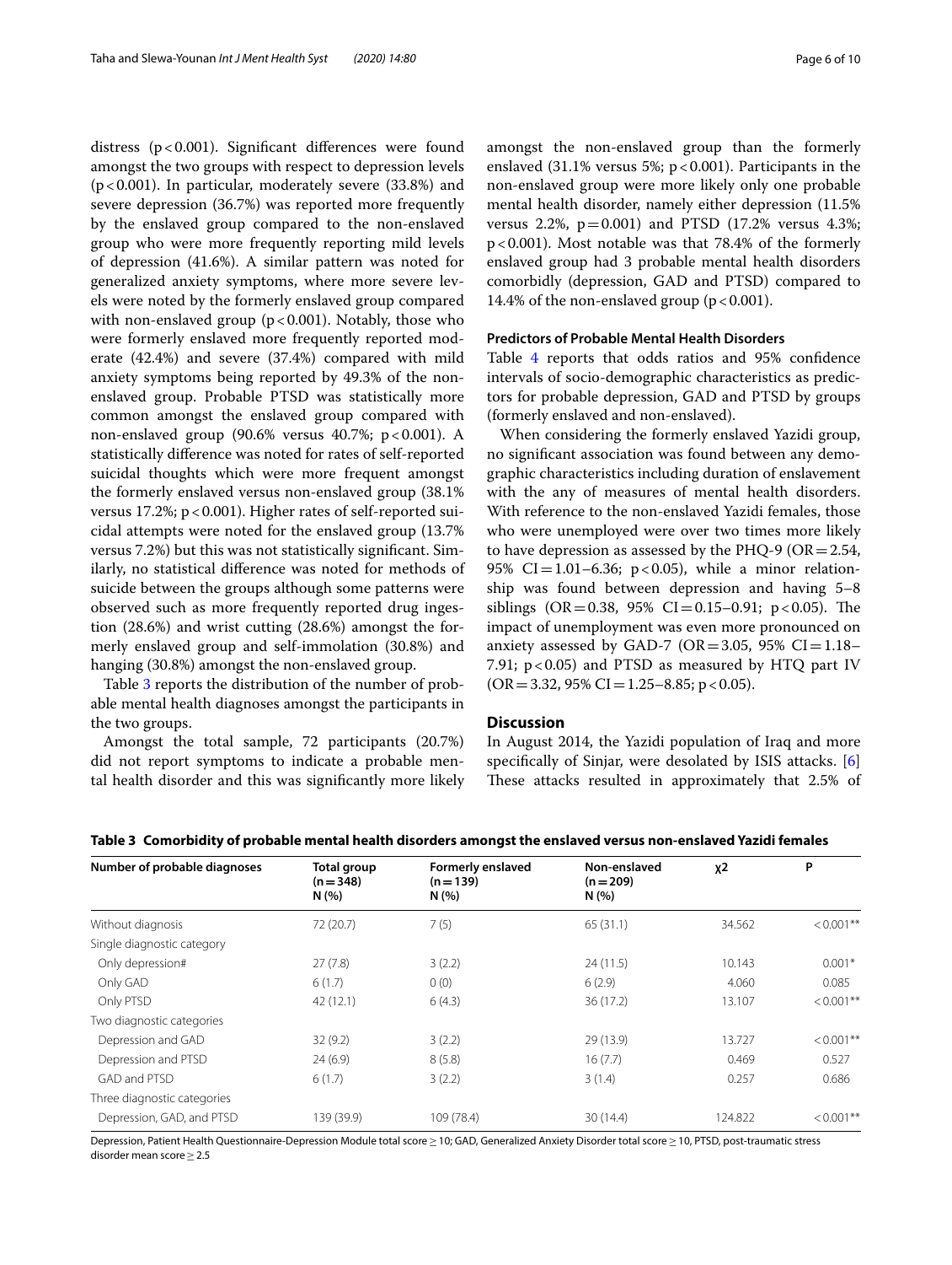distress ($p < 0.001$). Significant differences were found amongst the two groups with respect to depression levels ($p < 0.001$). In particular, moderately severe (33.8%) and severe depression (36.7%) was reported more frequently by the enslaved group compared to the non-enslaved group who were more frequently reporting mild levels of depression (41.6%). A similar pattern was noted for generalized anxiety symptoms, where more severe levels were noted by the formerly enslaved group compared with non-enslaved group ($p < 0.001$). Notably, those who were formerly enslaved more frequently reported moderate (42.4%) and severe (37.4%) compared with mild anxiety symptoms being reported by 49.3% of the non-enslaved group. Probable PTSD was statistically more common amongst the enslaved group compared with non-enslaved group (90.6% versus 40.7%; $p < 0.001$). A statistically difference was noted for rates of self-reported suicidal thoughts which were more frequent amongst the formerly enslaved versus non-enslaved group (38.1% versus 17.2%; $p < 0.001$). Higher rates of self-reported suicidal attempts were noted for the enslaved group (13.7% versus 7.2%) but this was not statistically significant. Similarly, no statistical difference was noted for methods of suicide between the groups although some patterns were observed such as more frequently reported drug ingestion (28.6%) and wrist cutting (28.6%) amongst the formerly enslaved group and self-immolation (30.8%) and hanging (30.8%) amongst the non-enslaved group.

Table 3 reports the distribution of the number of probable mental health diagnoses amongst the participants in the two groups.

Amongst the total sample, 72 participants (20.7%) did not report symptoms to indicate a probable mental health disorder and this was significantly more likely amongst the non-enslaved group than the formerly enslaved (31.1% versus 5%; $p < 0.001$). Participants in the non-enslaved group were more likely only one probable mental health disorder, namely either depression (11.5% versus 2.2%, $p = 0.001$) and PTSD (17.2% versus 4.3%; $p < 0.001$). Most notable was that 78.4% of the formerly enslaved group had 3 probable mental health disorders comorbidly (depression, GAD and PTSD) compared to 14.4% of the non-enslaved group ($p < 0.001$).

### Predictors of Probable Mental Health Disorders

Table 4 reports that odds ratios and 95% confidence intervals of socio-demographic characteristics as predictors for probable depression, GAD and PTSD by groups (formerly enslaved and non-enslaved).

When considering the formerly enslaved Yazidi group, no significant association was found between any demographic characteristics including duration of enslavement with the any of measures of mental health disorders. With reference to the non-enslaved Yazidi females, those who were unemployed were over two times more likely to have depression as assessed by the PHQ-9 (OR = 2.54, 95% CI = 1.01–6.36; $p < 0.05$), while a minor relationship was found between depression and having 5–8 siblings (OR = 0.38, 95% CI = 0.15–0.91; $p < 0.05$). The impact of unemployment was even more pronounced on anxiety assessed by GAD-7 (OR = 3.05, 95% CI = 1.18–7.91; $p < 0.05$) and PTSD as measured by HTQ part IV (OR = 3.32, 95% CI = 1.25–8.85; $p < 0.05$).

## Discussion

In August 2014, the Yazidi population of Iraq and more specifically of Sinjar, were desolated by ISIS attacks. [6] These attacks resulted in approximately that 2.5% of

**Table 3 Comorbidity of probable mental health disorders amongst the enslaved versus non-enslaved Yazidi females**

| Number of probable diagnoses | Total group (n = 348) N (%) | Formerly enslaved (n = 139) N (%) | Non-enslaved (n = 209) N (%) | $\chi^2$ | P |
|---|---|---|---|---|---|
| Without diagnosis | 72 (20.7) | 7 (5) | 65 (31.1) | 34.562 | < 0.001** |
| Single diagnostic category | | | | | |
| Only depression# | 27 (7.8) | 3 (2.2) | 24 (11.5) | 10.143 | 0.001* |
| Only GAD | 6 (1.7) | 0 (0) | 6 (2.9) | 4.060 | 0.085 |
| Only PTSD | 42 (12.1) | 6 (4.3) | 36 (17.2) | 13.107 | < 0.001** |
| Two diagnostic categories | | | | | |
| Depression and GAD | 32 (9.2) | 3 (2.2) | 29 (13.9) | 13.727 | < 0.001** |
| Depression and PTSD | 24 (6.9) | 8 (5.8) | 16 (7.7) | 0.469 | 0.527 |
| GAD and PTSD | 6 (1.7) | 3 (2.2) | 3 (1.4) | 0.257 | 0.686 |
| Three diagnostic categories | | | | | |
| Depression, GAD, and PTSD | 139 (39.9) | 109 (78.4) | 30 (14.4) | 124.822 | < 0.001** |

Depression, Patient Health Questionnaire-Depression Module total score ≥ 10; GAD, Generalized Anxiety Disorder total score ≥ 10, PTSD, post-traumatic stress disorder mean score ≥ 2.5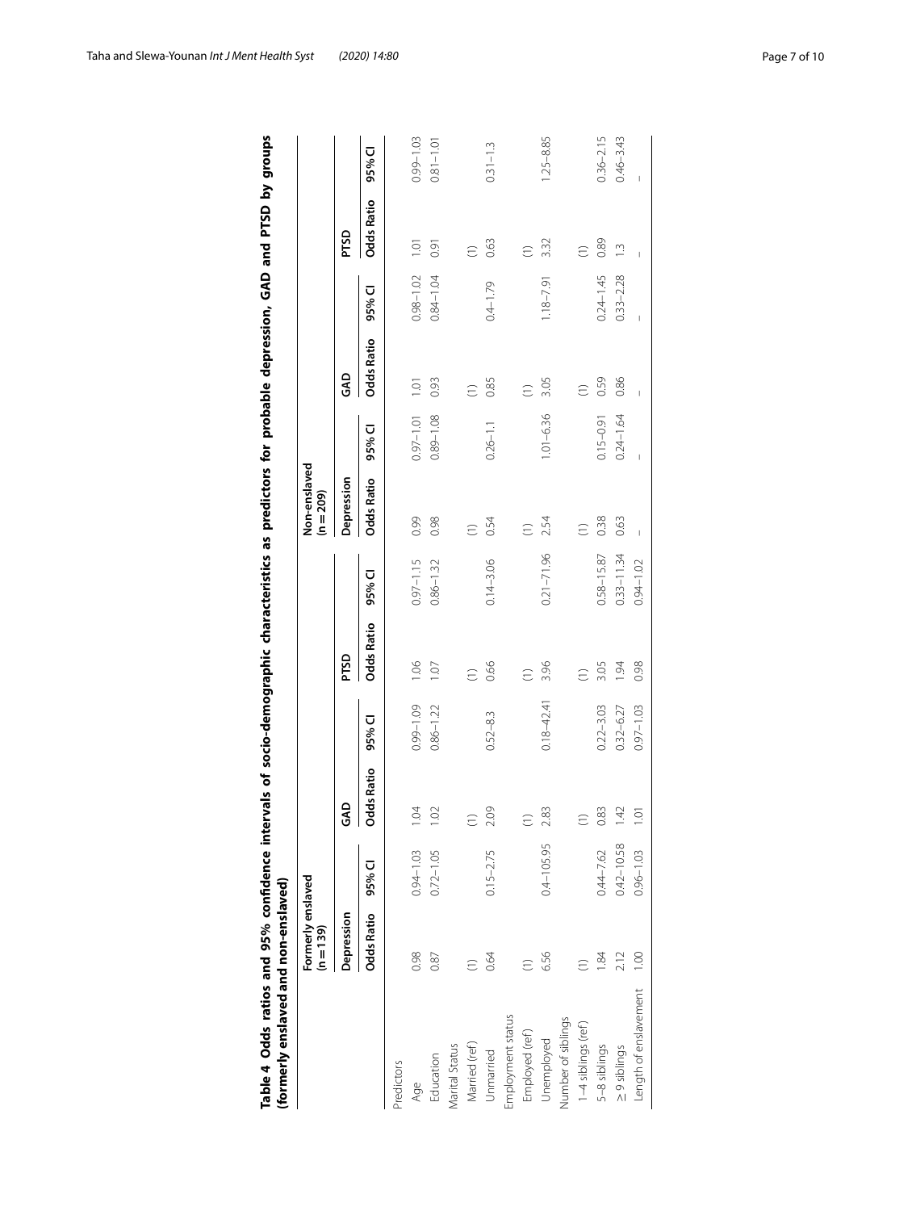**Table 4 Odds ratios and 95% confidence intervals of socio-demographic characteristics as predictors for probable depression, GAD and PTSD by groups (formerly enslaved and non-enslaved)**

| | Formerly enslaved (n = 139) | | | | | | Non-enslaved (n = 209) | | | | | |
|---|---|---|---|---|---|---|---|---|---|---|---|---|
| | Depression | | GAD | | PTSD | | Depression | | GAD | | PTSD | |
| | Odds Ratio | 95% CI | Odds Ratio | 95% CI | Odds Ratio | 95% CI | Odds Ratio | 95% CI | Odds Ratio | 95% CI | Odds Ratio | 95% CI |
| Predictors | | | | | | | | | | | | |
| Age | 0.98 | 0.94–1.03 | 1.04 | 0.99–1.09 | 1.06 | 0.97–1.15 | 0.99 | 0.97–1.01 | 1.01 | 0.98–1.02 | 1.01 | 0.99–1.03 |
| Education | 0.87 | 0.72–1.05 | 1.02 | 0.86–1.22 | 1.07 | 0.86–1.32 | 0.98 | 0.89–1.08 | 0.93 | 0.84–1.04 | 0.91 | 0.81–1.01 |
| Marital Status | | | | | | | | | | | | |
| Married (ref) | (1) | | (1) | | (1) | | (1) | | (1) | | (1) | |
| Unmarried | 0.64 | 0.15–2.75 | 2.09 | 0.52–8.3 | 0.66 | 0.14–3.06 | 0.54 | 0.26–1.1 | 0.85 | 0.4–1.79 | 0.63 | 0.31–1.3 |
| Employment status | | | | | | | | | | | | |
| Employed (ref) | (1) | | (1) | | (1) | | (1) | | (1) | | (1) | |
| Unemployed | 6.56 | 0.4–105.95 | 2.83 | 0.18–42.41 | 3.96 | 0.21–71.96 | 2.54 | 1.01–6.36 | 3.05 | 1.18–7.91 | 3.32 | 1.25–8.85 |
| Number of siblings | | | | | | | | | | | | |
| 1–4 siblings (ref) | (1) | | (1) | | (1) | | (1) | | (1) | | (1) | |
| 5–8 siblings | 1.84 | 0.44–7.62 | 0.83 | 0.22–3.03 | 3.05 | 0.58–15.87 | 0.38 | 0.15–0.91 | 0.59 | 0.24–1.45 | 0.89 | 0.36–2.15 |
| ≥ 9 siblings | 2.12 | 0.42–10.58 | 1.42 | 0.32–6.27 | 1.94 | 0.33–11.34 | 0.63 | 0.24–1.64 | 0.86 | 0.33–2.28 | 1.3 | 0.46–3.43 |
| Length of enslavement | 1.00 | 0.96–1.03 | 1.01 | 0.97–1.03 | 0.98 | 0.94–1.02 | – | – | – | – | – | – |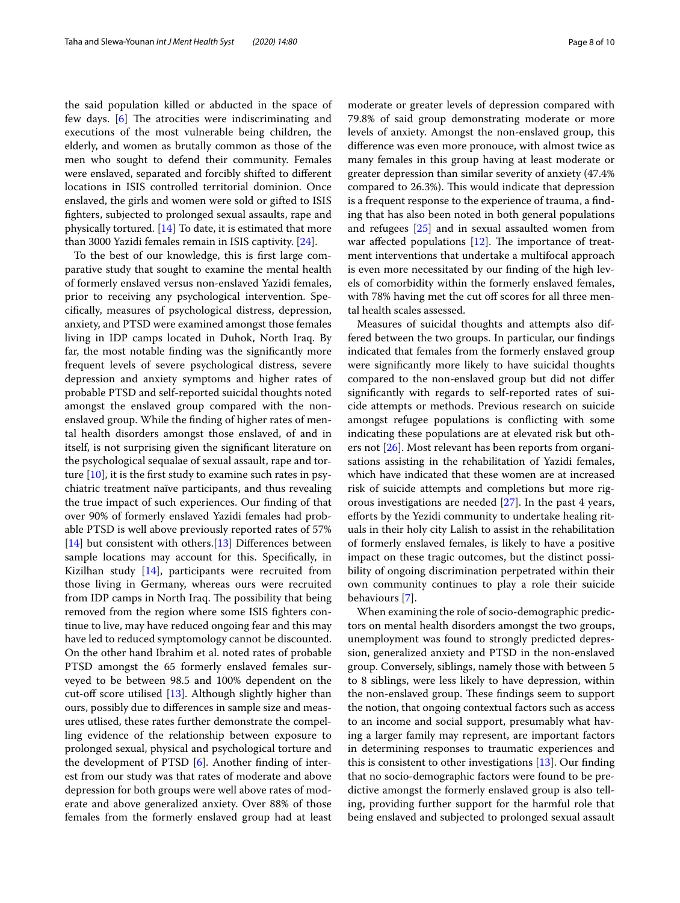the said population killed or abducted in the space of few days. [6] The atrocities were indiscriminating and executions of the most vulnerable being children, the elderly, and women as brutally common as those of the men who sought to defend their community. Females were enslaved, separated and forcibly shifted to different locations in ISIS controlled territorial dominion. Once enslaved, the girls and women were sold or gifted to ISIS fighters, subjected to prolonged sexual assaults, rape and physically tortured. [14] To date, it is estimated that more than 3000 Yazidi females remain in ISIS captivity. [24].

To the best of our knowledge, this is first large comparative study that sought to examine the mental health of formerly enslaved versus non-enslaved Yazidi females, prior to receiving any psychological intervention. Specifically, measures of psychological distress, depression, anxiety, and PTSD were examined amongst those females living in IDP camps located in Duhok, North Iraq. By far, the most notable finding was the significantly more frequent levels of severe psychological distress, severe depression and anxiety symptoms and higher rates of probable PTSD and self-reported suicidal thoughts noted amongst the enslaved group compared with the non-enslaved group. While the finding of higher rates of mental health disorders amongst those enslaved, of and in itself, is not surprising given the significant literature on the psychological sequalae of sexual assault, rape and torture [10], it is the first study to examine such rates in psychiatric treatment naïve participants, and thus revealing the true impact of such experiences. Our finding of that over 90% of formerly enslaved Yazidi females had probable PTSD is well above previously reported rates of 57% [14] but consistent with others.[13] Differences between sample locations may account for this. Specifically, in Kizilhan study [14], participants were recruited from those living in Germany, whereas ours were recruited from IDP camps in North Iraq. The possibility that being removed from the region where some ISIS fighters continue to live, may have reduced ongoing fear and this may have led to reduced symptomology cannot be discounted. On the other hand Ibrahim et al. noted rates of probable PTSD amongst the 65 formerly enslaved females surveyed to be between 98.5 and 100% dependent on the cut-off score utilised [13]. Although slightly higher than ours, possibly due to differences in sample size and measures utlised, these rates further demonstrate the compelling evidence of the relationship between exposure to prolonged sexual, physical and psychological torture and the development of PTSD [6]. Another finding of interest from our study was that rates of moderate and above depression for both groups were well above rates of moderate and above generalized anxiety. Over 88% of those females from the formerly enslaved group had at least moderate or greater levels of depression compared with 79.8% of said group demonstrating moderate or more levels of anxiety. Amongst the non-enslaved group, this difference was even more pronouce, with almost twice as many females in this group having at least moderate or greater depression than similar severity of anxiety (47.4% compared to 26.3%). This would indicate that depression is a frequent response to the experience of trauma, a finding that has also been noted in both general populations and refugees [25] and in sexual assaulted women from war affected populations [12]. The importance of treatment interventions that undertake a multifocal approach is even more necessitated by our finding of the high levels of comorbidity within the formerly enslaved females, with 78% having met the cut off scores for all three mental health scales assessed.

Measures of suicidal thoughts and attempts also differed between the two groups. In particular, our findings indicated that females from the formerly enslaved group were significantly more likely to have suicidal thoughts compared to the non-enslaved group but did not differ significantly with regards to self-reported rates of suicide attempts or methods. Previous research on suicide amongst refugee populations is conflicting with some indicating these populations are at elevated risk but others not [26]. Most relevant has been reports from organisations assisting in the rehabilitation of Yazidi females, which have indicated that these women are at increased risk of suicide attempts and completions but more rigorous investigations are needed [27]. In the past 4 years, efforts by the Yezidi community to undertake healing rituals in their holy city Lalish to assist in the rehabilitation of formerly enslaved females, is likely to have a positive impact on these tragic outcomes, but the distinct possibility of ongoing discrimination perpetrated within their own community continues to play a role their suicide behaviours [7].

When examining the role of socio-demographic predictors on mental health disorders amongst the two groups, unemployment was found to strongly predicted depression, generalized anxiety and PTSD in the non-enslaved group. Conversely, siblings, namely those with between 5 to 8 siblings, were less likely to have depression, within the non-enslaved group. These findings seem to support the notion, that ongoing contextual factors such as access to an income and social support, presumably what having a larger family may represent, are important factors in determining responses to traumatic experiences and this is consistent to other investigations [13]. Our finding that no socio-demographic factors were found to be predictive amongst the formerly enslaved group is also telling, providing further support for the harmful role that being enslaved and subjected to prolonged sexual assault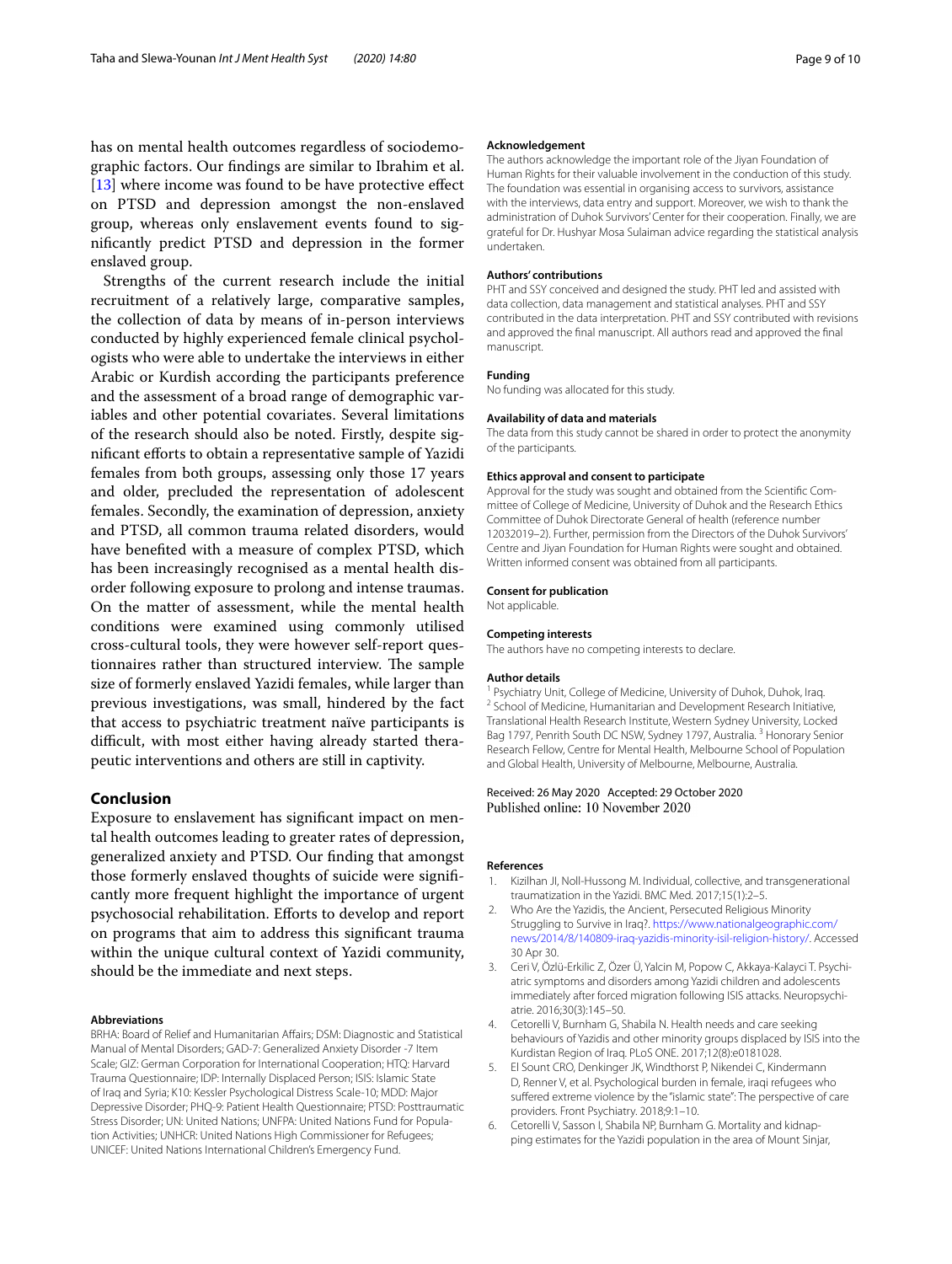has on mental health outcomes regardless of sociodemographic factors. Our findings are similar to Ibrahim et al. [13] where income was found to be have protective effect on PTSD and depression amongst the non-enslaved group, whereas only enslavement events found to significantly predict PTSD and depression in the former enslaved group.

Strengths of the current research include the initial recruitment of a relatively large, comparative samples, the collection of data by means of in-person interviews conducted by highly experienced female clinical psychologists who were able to undertake the interviews in either Arabic or Kurdish according the participants preference and the assessment of a broad range of demographic variables and other potential covariates. Several limitations of the research should also be noted. Firstly, despite significant efforts to obtain a representative sample of Yazidi females from both groups, assessing only those 17 years and older, precluded the representation of adolescent females. Secondly, the examination of depression, anxiety and PTSD, all common trauma related disorders, would have benefited with a measure of complex PTSD, which has been increasingly recognised as a mental health disorder following exposure to prolong and intense traumas. On the matter of assessment, while the mental health conditions were examined using commonly utilised cross-cultural tools, they were however self-report questionnaires rather than structured interview. The sample size of formerly enslaved Yazidi females, while larger than previous investigations, was small, hindered by the fact that access to psychiatric treatment naïve participants is difficult, with most either having already started therapeutic interventions and others are still in captivity.

## Conclusion

Exposure to enslavement has significant impact on mental health outcomes leading to greater rates of depression, generalized anxiety and PTSD. Our finding that amongst those formerly enslaved thoughts of suicide were significantly more frequent highlight the importance of urgent psychosocial rehabilitation. Efforts to develop and report on programs that aim to address this significant trauma within the unique cultural context of Yazidi community, should be the immediate and next steps.

#### Abbreviations

BRHA: Board of Relief and Humanitarian Affairs; DSM: Diagnostic and Statistical Manual of Mental Disorders; GAD-7: Generalized Anxiety Disorder -7 Item Scale; GIZ: German Corporation for International Cooperation; HTQ: Harvard Trauma Questionnaire; IDP: Internally Displaced Person; ISIS: Islamic State of Iraq and Syria; K10: Kessler Psychological Distress Scale-10; MDD: Major Depressive Disorder; PHQ-9: Patient Health Questionnaire; PTSD: Posttraumatic Stress Disorder; UN: United Nations; UNFPA: United Nations Fund for Population Activities; UNHCR: United Nations High Commissioner for Refugees; UNICEF: United Nations International Children's Emergency Fund.

#### Acknowledgement

The authors acknowledge the important role of the Jiyan Foundation of Human Rights for their valuable involvement in the conduction of this study. The foundation was essential in organising access to survivors, assistance with the interviews, data entry and support. Moreover, we wish to thank the administration of Duhok Survivors' Center for their cooperation. Finally, we are grateful for Dr. Hushyar Mosa Sulaiman advice regarding the statistical analysis undertaken.

#### Authors' contributions

PHT and SSY conceived and designed the study. PHT led and assisted with data collection, data management and statistical analyses. PHT and SSY contributed in the data interpretation. PHT and SSY contributed with revisions and approved the final manuscript. All authors read and approved the final manuscript.

#### Funding

No funding was allocated for this study.

#### Availability of data and materials

The data from this study cannot be shared in order to protect the anonymity of the participants.

#### Ethics approval and consent to participate

Approval for the study was sought and obtained from the Scientific Committee of College of Medicine, University of Duhok and the Research Ethics Committee of Duhok Directorate General of health (reference number 12032019–2). Further, permission from the Directors of the Duhok Survivors' Centre and Jiyan Foundation for Human Rights were sought and obtained. Written informed consent was obtained from all participants.

#### Consent for publication

Not applicable.

#### Competing interests

The authors have no competing interests to declare.

#### Author details

[1] Psychiatry Unit, College of Medicine, University of Duhok, Duhok, Iraq. [2] School of Medicine, Humanitarian and Development Research Initiative, Translational Health Research Institute, Western Sydney University, Locked Bag 1797, Penrith South DC NSW, Sydney 1797, Australia. [3] Honorary Senior Research Fellow, Centre for Mental Health, Melbourne School of Population and Global Health, University of Melbourne, Melbourne, Australia.

Received: 26 May 2020 Accepted: 29 October 2020
Published online: 10 November 2020

#### References

1. Kizilhan JI, Noll-Hussong M. Individual, collective, and transgenerational traumatization in the Yazidi. BMC Med. 2017;15(1):2–5.
2. Who Are the Yazidis, the Ancient, Persecuted Religious Minority Struggling to Survive in Iraq?. https://www.nationalgeographic.com/news/2014/8/140809-iraq-yazidis-minority-isil-religion-history/. Accessed 30 Apr 30.
3. Ceri V, Özlü-Erkilic Z, Özer Ü, Yalcin M, Popow C, Akkaya-Kalayci T. Psychiatric symptoms and disorders among Yazidi children and adolescents immediately after forced migration following ISIS attacks. Neuropsychiatrie. 2016;30(3):145–50.
4. Cetorelli V, Burnham G, Shabila N. Health needs and care seeking behaviours of Yazidis and other minority groups displaced by ISIS into the Kurdistan Region of Iraq. PLoS ONE. 2017;12(8):e0181028.
5. El Sount CRO, Denkinger JK, Windthorst P, Nikendei C, Kindermann D, Renner V, et al. Psychological burden in female, iraqi refugees who suffered extreme violence by the "islamic state": The perspective of care providers. Front Psychiatry. 2018;9:1–10.
6. Cetorelli V, Sasson I, Shabila NP, Burnham G. Mortality and kidnapping estimates for the Yazidi population in the area of Mount Sinjar,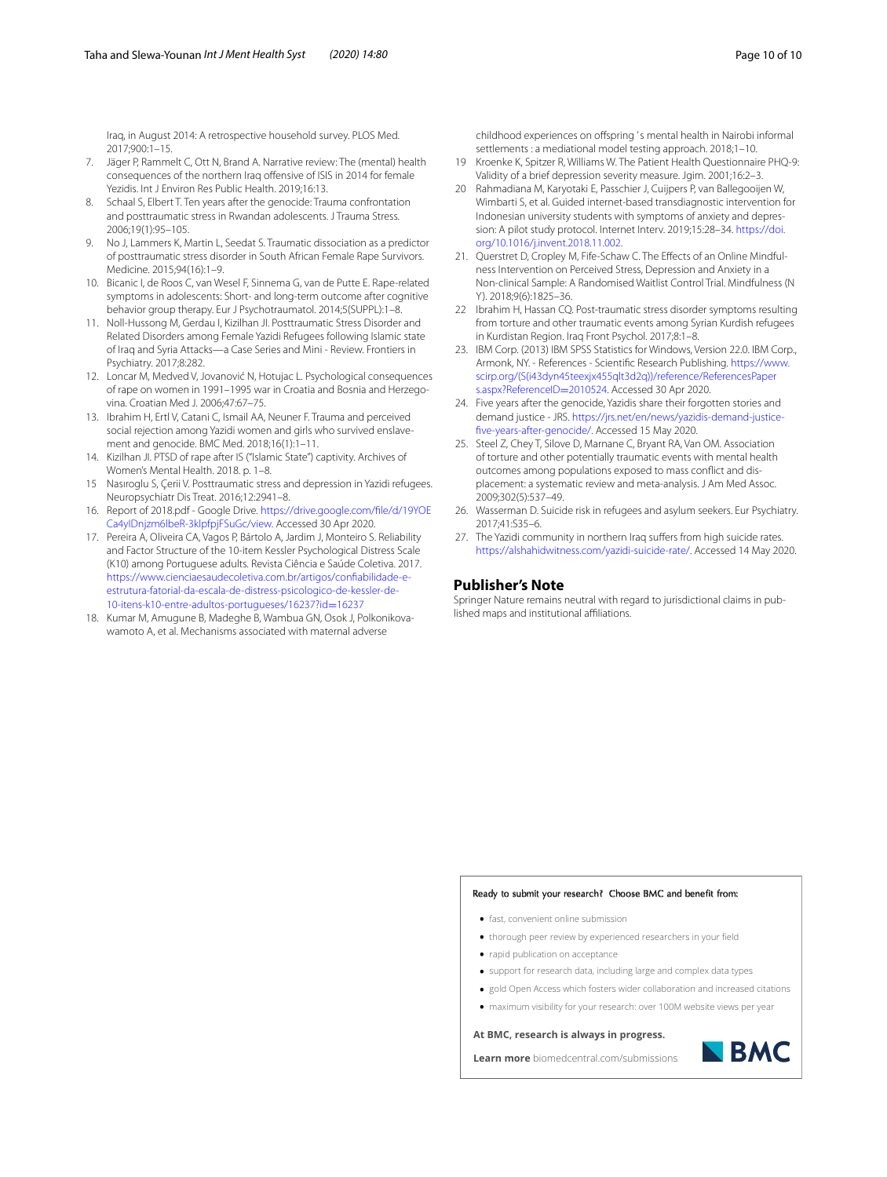Iraq, in August 2014: A retrospective household survey. PLOS Med. 2017;900:1–15.

7. Jäger P, Rammelt C, Ott N, Brand A. Narrative review: The (mental) health consequences of the northern Iraq offensive of ISIS in 2014 for female Yezidis. Int J Environ Res Public Health. 2019;16:13.
8. Schaal S, Elbert T. Ten years after the genocide: Trauma confrontation and posttraumatic stress in Rwandan adolescents. J Trauma Stress. 2006;19(1):95–105.
9. No J, Lammers K, Martin L, Seedat S. Traumatic dissociation as a predictor of posttraumatic stress disorder in South African Female Rape Survivors. Medicine. 2015;94(16):1–9.
10. Bicanic I, de Roos C, van Wesel F, Sinnema G, van de Putte E. Rape-related symptoms in adolescents: Short- and long-term outcome after cognitive behavior group therapy. Eur J Psychotraumatol. 2014;5(SUPPL):1–8.
11. Noll-Hussong M, Gerdau I, Kizilhan JI. Posttraumatic Stress Disorder and Related Disorders among Female Yazidi Refugees following Islamic state of Iraq and Syria Attacks—a Case Series and Mini - Review. Frontiers in Psychiatry. 2017;8:282.
12. Loncar M, Medved V, Jovanović N, Hotujac L. Psychological consequences of rape on women in 1991–1995 war in Croatia and Bosnia and Herzegovina. Croatian Med J. 2006;47:67–75.
13. Ibrahim H, Ertl V, Catani C, Ismail AA, Neuner F. Trauma and perceived social rejection among Yazidi women and girls who survived enslavement and genocide. BMC Med. 2018;16(1):1–11.
14. Kizilhan JI. PTSD of rape after IS ("Islamic State") captivity. Archives of Women's Mental Health. 2018. p. 1–8.
15. Nasıroglu S, Çerii V. Posttraumatic stress and depression in Yazidi refugees. Neuropsychiatr Dis Treat. 2016;12:2941–8.
16. Report of 2018.pdf - Google Drive. https://drive.google.com/file/d/19YOECa4yIDnjzm6lbeR-3klpfpjFSuGc/view. Accessed 30 Apr 2020.
17. Pereira A, Oliveira CA, Vagos P, Bártolo A, Jardim J, Monteiro S. Reliability and Factor Structure of the 10-item Kessler Psychological Distress Scale (K10) among Portuguese adults. Revista Ciência e Saúde Coletiva. 2017. https://www.cienciaesaudecoletiva.com.br/artigos/confiabilidade-e-estrutura-fatorial-da-escala-de-distress-psicologico-de-kessler-de-10-itens-k10-entre-adultos-portugueses/16237?id=16237
18. Kumar M, Amugune B, Madeghe B, Wambua GN, Osok J, Polkonikova-wamoto A, et al. Mechanisms associated with maternal adverse childhood experiences on offspring 's mental health in Nairobi informal settlements : a mediational model testing approach. 2018;1–10.
19. Kroenke K, Spitzer R, Williams W. The Patient Health Questionnaire PHQ-9: Validity of a brief depression severity measure. Jgim. 2001;16:2–3.
20. Rahmadiana M, Karyotaki E, Passchier J, Cuijpers P, van Ballegooijen W, Wimbarti S, et al. Guided internet-based transdiagnostic intervention for Indonesian university students with symptoms of anxiety and depression: A pilot study protocol. Internet Interv. 2019;15:28–34. https://doi.org/10.1016/j.invent.2018.11.002.
21. Querstret D, Cropley M, Fife-Schaw C. The Effects of an Online Mindfulness Intervention on Perceived Stress, Depression and Anxiety in a Non-clinical Sample: A Randomised Waitlist Control Trial. Mindfulness (N Y). 2018;9(6):1825–36.
22. Ibrahim H, Hassan CQ. Post-traumatic stress disorder symptoms resulting from torture and other traumatic events among Syrian Kurdish refugees in Kurdistan Region. Iraq Front Psychol. 2017;8:1–8.
23. IBM Corp. (2013) IBM SPSS Statistics for Windows, Version 22.0. IBM Corp., Armonk, NY. - References - Scientific Research Publishing. https://www.scirp.org/(S(i43dyn45teexjx455qlt3d2q))/reference/ReferencesPapers.aspx?ReferenceID=2010524. Accessed 30 Apr 2020.
24. Five years after the genocide, Yazidis share their forgotten stories and demand justice - JRS. https://jrs.net/en/news/yazidis-demand-justice-five-years-after-genocide/. Accessed 15 May 2020.
25. Steel Z, Chey T, Silove D, Marnane C, Bryant RA, Van OM. Association of torture and other potentially traumatic events with mental health outcomes among populations exposed to mass conflict and displacement: a systematic review and meta-analysis. J Am Med Assoc. 2009;302(5):537–49.
26. Wasserman D. Suicide risk in refugees and asylum seekers. Eur Psychiatry. 2017;41:S35–6.
27. The Yazidi community in northern Iraq suffers from high suicide rates. https://alshahidwitness.com/yazidi-suicide-rate/. Accessed 14 May 2020.

## Publisher's Note

Springer Nature remains neutral with regard to jurisdictional claims in published maps and institutional affiliations.

Ready to submit your research? Choose BMC and benefit from:

- fast, convenient online submission
- thorough peer review by experienced researchers in your field
- rapid publication on acceptance
- support for research data, including large and complex data types
- gold Open Access which fosters wider collaboration and increased citations
- maximum visibility for your research: over 100M website views per year

**At BMC, research is always in progress.**

**Learn more** biomedcentral.com/submissions

BMC